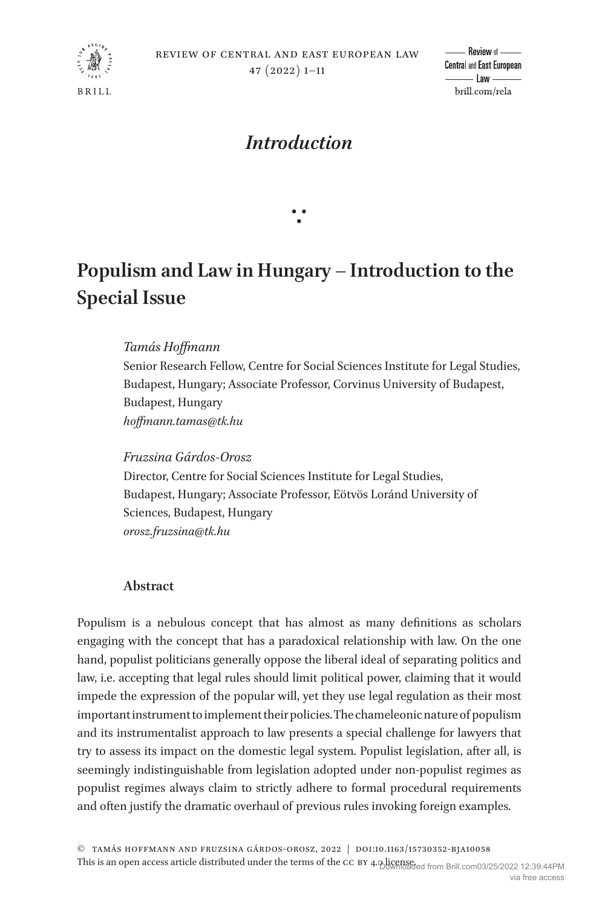## *Introduction*

# Populism and Law in Hungary – Introduction to the Special Issue

*Tamás Hoffmann*
Senior Research Fellow, Centre for Social Sciences Institute for Legal Studies, Budapest, Hungary; Associate Professor, Corvinus University of Budapest, Budapest, Hungary
*hoffmann.tamas@tk.hu*

*Fruzsina Gárdos-Orosz*
Director, Centre for Social Sciences Institute for Legal Studies, Budapest, Hungary; Associate Professor, Eötvös Loránd University of Sciences, Budapest, Hungary
*orosz.fruzsina@tk.hu*

### Abstract

Populism is a nebulous concept that has almost as many definitions as scholars engaging with the concept that has a paradoxical relationship with law. On the one hand, populist politicians generally oppose the liberal ideal of separating politics and law, i.e. accepting that legal rules should limit political power, claiming that it would impede the expression of the popular will, yet they use legal regulation as their most important instrument to implement their policies. The chameleonic nature of populism and its instrumentalist approach to law presents a special challenge for lawyers that try to assess its impact on the domestic legal system. Populist legislation, after all, is seemingly indistinguishable from legislation adopted under non-populist regimes as populist regimes always claim to strictly adhere to formal procedural requirements and often justify the dramatic overhaul of previous rules invoking foreign examples.

© Tamás Hoffmann and Fruzsina Gárdos-Orosz, 2022 | doi:10.1163/15730352-bja10058
This is an open access article distributed under the terms of the CC BY 4.0 license.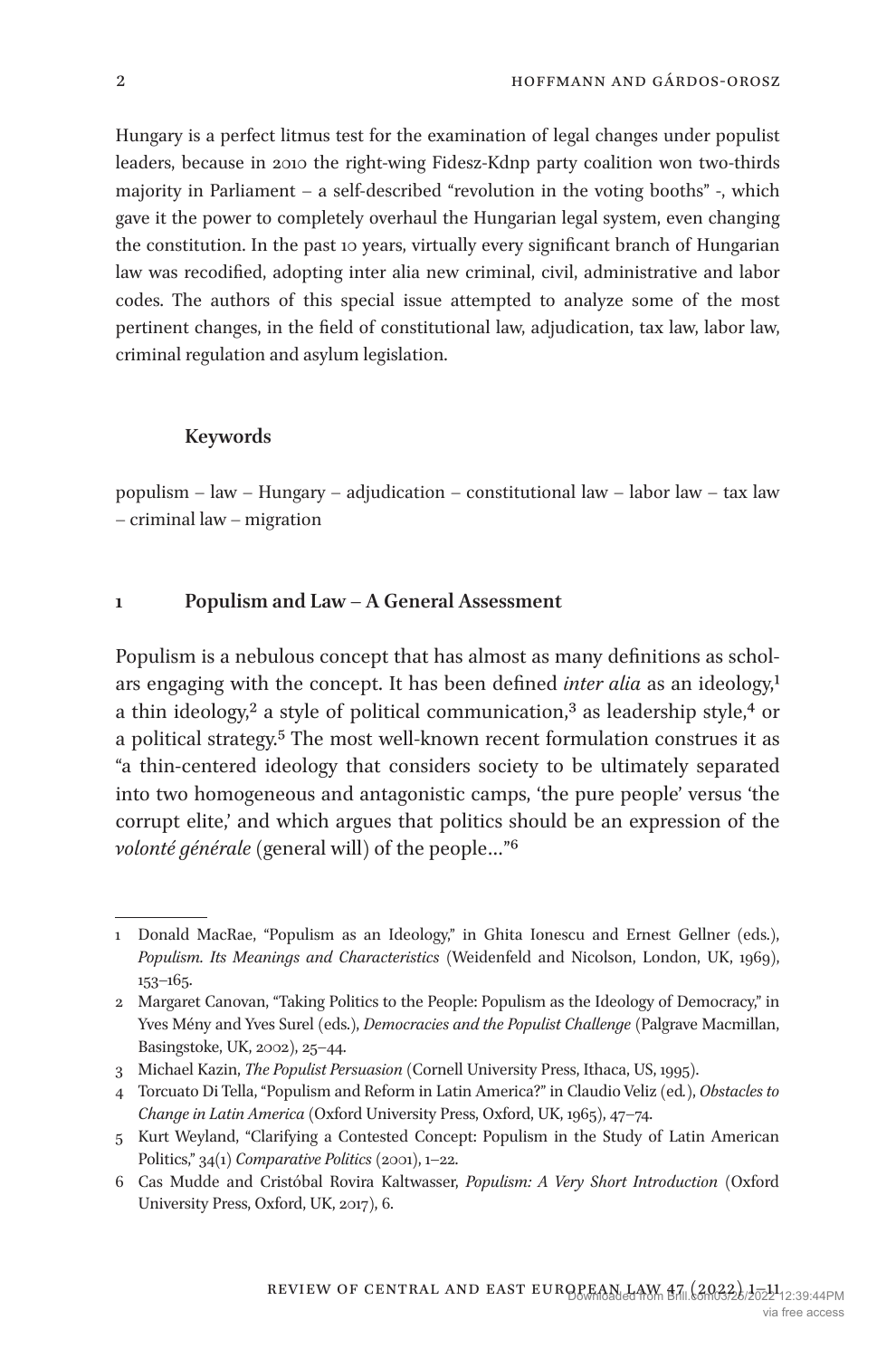Hungary is a perfect litmus test for the examination of legal changes under populist leaders, because in 2010 the right-wing Fidesz-Kdnp party coalition won two-thirds majority in Parliament – a self-described "revolution in the voting booths" -, which gave it the power to completely overhaul the Hungarian legal system, even changing the constitution. In the past 10 years, virtually every significant branch of Hungarian law was recodified, adopting inter alia new criminal, civil, administrative and labor codes. The authors of this special issue attempted to analyze some of the most pertinent changes, in the field of constitutional law, adjudication, tax law, labor law, criminal regulation and asylum legislation.

**Keywords**

populism – law – Hungary – adjudication – constitutional law – labor law – tax law – criminal law – migration

## 1 Populism and Law – A General Assessment

Populism is a nebulous concept that has almost as many definitions as scholars engaging with the concept. It has been defined *inter alia* as an ideology,[1] a thin ideology,[2] a style of political communication,[3] as leadership style,[4] or a political strategy.[5] The most well-known recent formulation construes it as "a thin-centered ideology that considers society to be ultimately separated into two homogeneous and antagonistic camps, 'the pure people' versus 'the corrupt elite,' and which argues that politics should be an expression of the *volonté générale* (general will) of the people…"[6]

---

1 Donald MacRae, "Populism as an Ideology," in Ghita Ionescu and Ernest Gellner (eds.), *Populism. Its Meanings and Characteristics* (Weidenfeld and Nicolson, London, UK, 1969), 153–165.

2 Margaret Canovan, "Taking Politics to the People: Populism as the Ideology of Democracy," in Yves Mény and Yves Surel (eds.), *Democracies and the Populist Challenge* (Palgrave Macmillan, Basingstoke, UK, 2002), 25–44.

3 Michael Kazin, *The Populist Persuasion* (Cornell University Press, Ithaca, US, 1995).

4 Torcuato Di Tella, "Populism and Reform in Latin America?" in Claudio Veliz (ed.), *Obstacles to Change in Latin America* (Oxford University Press, Oxford, UK, 1965), 47–74.

5 Kurt Weyland, "Clarifying a Contested Concept: Populism in the Study of Latin American Politics," 34(1) *Comparative Politics* (2001), 1–22.

6 Cas Mudde and Cristóbal Rovira Kaltwasser, *Populism: A Very Short Introduction* (Oxford University Press, Oxford, UK, 2017), 6.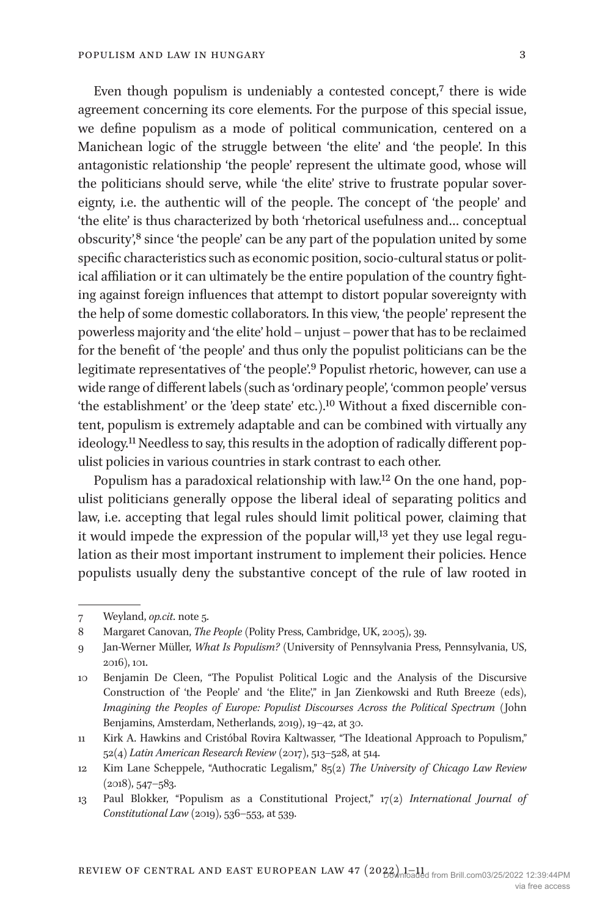Even though populism is undeniably a contested concept,[7] there is wide agreement concerning its core elements. For the purpose of this special issue, we define populism as a mode of political communication, centered on a Manichean logic of the struggle between 'the elite' and 'the people'. In this antagonistic relationship 'the people' represent the ultimate good, whose will the politicians should serve, while 'the elite' strive to frustrate popular sovereignty, i.e. the authentic will of the people. The concept of 'the people' and 'the elite' is thus characterized by both 'rhetorical usefulness and… conceptual obscurity',[8] since 'the people' can be any part of the population united by some specific characteristics such as economic position, socio-cultural status or political affiliation or it can ultimately be the entire population of the country fighting against foreign influences that attempt to distort popular sovereignty with the help of some domestic collaborators. In this view, 'the people' represent the powerless majority and 'the elite' hold – unjust – power that has to be reclaimed for the benefit of 'the people' and thus only the populist politicians can be the legitimate representatives of 'the people'.[9] Populist rhetoric, however, can use a wide range of different labels (such as 'ordinary people', 'common people' versus 'the establishment' or the 'deep state' etc.).[10] Without a fixed discernible content, populism is extremely adaptable and can be combined with virtually any ideology.[11] Needless to say, this results in the adoption of radically different populist policies in various countries in stark contrast to each other.

Populism has a paradoxical relationship with law.[12] On the one hand, populist politicians generally oppose the liberal ideal of separating politics and law, i.e. accepting that legal rules should limit political power, claiming that it would impede the expression of the popular will,[13] yet they use legal regulation as their most important instrument to implement their policies. Hence populists usually deny the substantive concept of the rule of law rooted in

---

7 Weyland, *op.cit.* note 5.

8 Margaret Canovan, *The People* (Polity Press, Cambridge, UK, 2005), 39.

9 Jan-Werner Müller, *What Is Populism?* (University of Pennsylvania Press, Pennsylvania, US, 2016), 101.

10 Benjamin De Cleen, "The Populist Political Logic and the Analysis of the Discursive Construction of 'the People' and 'the Elite'," in Jan Zienkowski and Ruth Breeze (eds), *Imagining the Peoples of Europe: Populist Discourses Across the Political Spectrum* (John Benjamins, Amsterdam, Netherlands, 2019), 19–42, at 30.

11 Kirk A. Hawkins and Cristóbal Rovira Kaltwasser, "The Ideational Approach to Populism," 52(4) *Latin American Research Review* (2017), 513–528, at 514.

12 Kim Lane Scheppele, "Authocratic Legalism," 85(2) *The University of Chicago Law Review* (2018), 547–583.

13 Paul Blokker, "Populism as a Constitutional Project," 17(2) *International Journal of Constitutional Law* (2019), 536–553, at 539.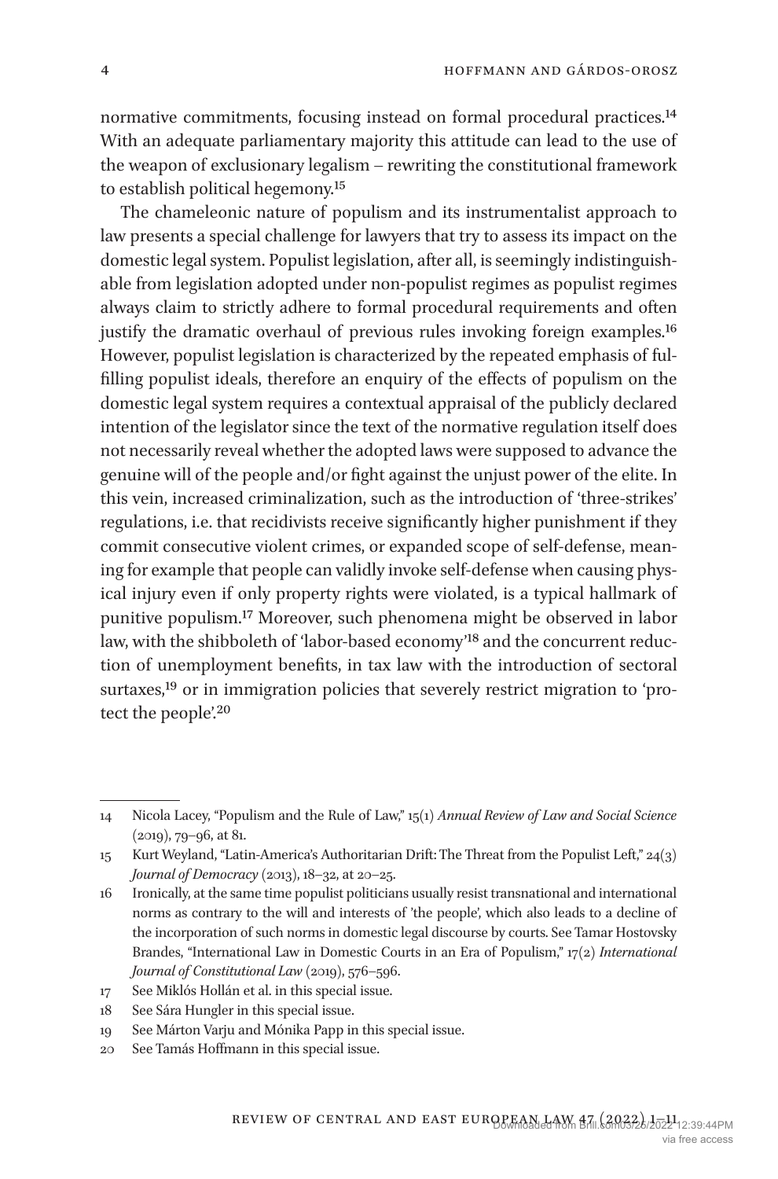normative commitments, focusing instead on formal procedural practices.[14] With an adequate parliamentary majority this attitude can lead to the use of the weapon of exclusionary legalism – rewriting the constitutional framework to establish political hegemony.[15]

The chameleonic nature of populism and its instrumentalist approach to law presents a special challenge for lawyers that try to assess its impact on the domestic legal system. Populist legislation, after all, is seemingly indistinguishable from legislation adopted under non-populist regimes as populist regimes always claim to strictly adhere to formal procedural requirements and often justify the dramatic overhaul of previous rules invoking foreign examples.[16] However, populist legislation is characterized by the repeated emphasis of fulfilling populist ideals, therefore an enquiry of the effects of populism on the domestic legal system requires a contextual appraisal of the publicly declared intention of the legislator since the text of the normative regulation itself does not necessarily reveal whether the adopted laws were supposed to advance the genuine will of the people and/or fight against the unjust power of the elite. In this vein, increased criminalization, such as the introduction of 'three-strikes' regulations, i.e. that recidivists receive significantly higher punishment if they commit consecutive violent crimes, or expanded scope of self-defense, meaning for example that people can validly invoke self-defense when causing physical injury even if only property rights were violated, is a typical hallmark of punitive populism.[17] Moreover, such phenomena might be observed in labor law, with the shibboleth of 'labor-based economy'[18] and the concurrent reduction of unemployment benefits, in tax law with the introduction of sectoral surtaxes,[19] or in immigration policies that severely restrict migration to 'protect the people'.[20]

---

14 Nicola Lacey, "Populism and the Rule of Law," 15(1) *Annual Review of Law and Social Science* (2019), 79–96, at 81.

15 Kurt Weyland, "Latin-America's Authoritarian Drift: The Threat from the Populist Left," 24(3) *Journal of Democracy* (2013), 18–32, at 20–25.

16 Ironically, at the same time populist politicians usually resist transnational and international norms as contrary to the will and interests of 'the people', which also leads to a decline of the incorporation of such norms in domestic legal discourse by courts. See Tamar Hostovsky Brandes, "International Law in Domestic Courts in an Era of Populism," 17(2) *International Journal of Constitutional Law* (2019), 576–596.

17 See Miklós Hollán et al. in this special issue.

18 See Sára Hungler in this special issue.

19 See Márton Varju and Mónika Papp in this special issue.

20 See Tamás Hoffmann in this special issue.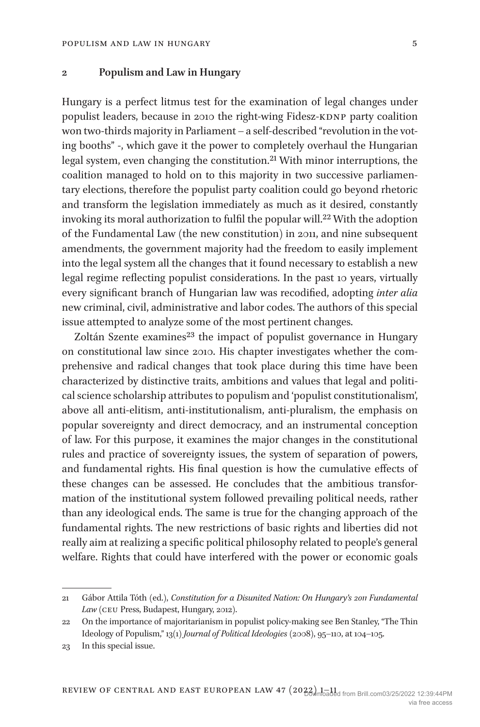## 2 Populism and Law in Hungary

Hungary is a perfect litmus test for the examination of legal changes under populist leaders, because in 2010 the right-wing Fidesz-KDNP party coalition won two-thirds majority in Parliament – a self-described "revolution in the voting booths" -, which gave it the power to completely overhaul the Hungarian legal system, even changing the constitution.[21] With minor interruptions, the coalition managed to hold on to this majority in two successive parliamentary elections, therefore the populist party coalition could go beyond rhetoric and transform the legislation immediately as much as it desired, constantly invoking its moral authorization to fulfil the popular will.[22] With the adoption of the Fundamental Law (the new constitution) in 2011, and nine subsequent amendments, the government majority had the freedom to easily implement into the legal system all the changes that it found necessary to establish a new legal regime reflecting populist considerations. In the past 10 years, virtually every significant branch of Hungarian law was recodified, adopting *inter alia* new criminal, civil, administrative and labor codes. The authors of this special issue attempted to analyze some of the most pertinent changes.

Zoltán Szente examines[23] the impact of populist governance in Hungary on constitutional law since 2010. His chapter investigates whether the comprehensive and radical changes that took place during this time have been characterized by distinctive traits, ambitions and values that legal and political science scholarship attributes to populism and 'populist constitutionalism', above all anti-elitism, anti-institutionalism, anti-pluralism, the emphasis on popular sovereignty and direct democracy, and an instrumental conception of law. For this purpose, it examines the major changes in the constitutional rules and practice of sovereignty issues, the system of separation of powers, and fundamental rights. His final question is how the cumulative effects of these changes can be assessed. He concludes that the ambitious transformation of the institutional system followed prevailing political needs, rather than any ideological ends. The same is true for the changing approach of the fundamental rights. The new restrictions of basic rights and liberties did not really aim at realizing a specific political philosophy related to people's general welfare. Rights that could have interfered with the power or economic goals

---

21 Gábor Attila Tóth (ed.), *Constitution for a Disunited Nation: On Hungary's 2011 Fundamental Law* (CEU Press, Budapest, Hungary, 2012).

22 On the importance of majoritarianism in populist policy-making see Ben Stanley, "The Thin Ideology of Populism," 13(1) *Journal of Political Ideologies* (2008), 95–110, at 104–105.

23 In this special issue.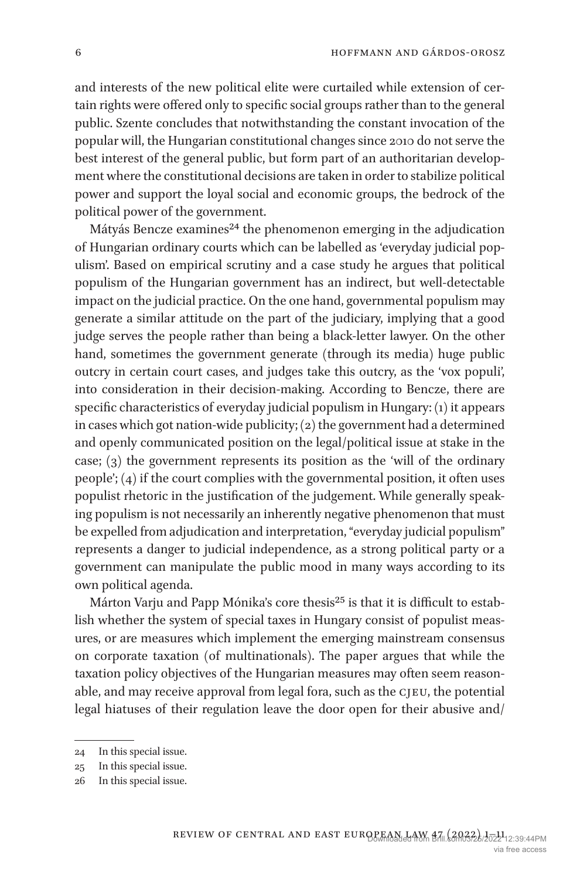and interests of the new political elite were curtailed while extension of certain rights were offered only to specific social groups rather than to the general public. Szente concludes that notwithstanding the constant invocation of the popular will, the Hungarian constitutional changes since 2010 do not serve the best interest of the general public, but form part of an authoritarian development where the constitutional decisions are taken in order to stabilize political power and support the loyal social and economic groups, the bedrock of the political power of the government.

Mátyás Bencze examines[24] the phenomenon emerging in the adjudication of Hungarian ordinary courts which can be labelled as 'everyday judicial populism'. Based on empirical scrutiny and a case study he argues that political populism of the Hungarian government has an indirect, but well-detectable impact on the judicial practice. On the one hand, governmental populism may generate a similar attitude on the part of the judiciary, implying that a good judge serves the people rather than being a black-letter lawyer. On the other hand, sometimes the government generate (through its media) huge public outcry in certain court cases, and judges take this outcry, as the 'vox populi', into consideration in their decision-making. According to Bencze, there are specific characteristics of everyday judicial populism in Hungary: (1) it appears in cases which got nation-wide publicity; (2) the government had a determined and openly communicated position on the legal/political issue at stake in the case; (3) the government represents its position as the 'will of the ordinary people'; (4) if the court complies with the governmental position, it often uses populist rhetoric in the justification of the judgement. While generally speaking populism is not necessarily an inherently negative phenomenon that must be expelled from adjudication and interpretation, "everyday judicial populism" represents a danger to judicial independence, as a strong political party or a government can manipulate the public mood in many ways according to its own political agenda.

Márton Varju and Papp Mónika's core thesis[25] is that it is difficult to establish whether the system of special taxes in Hungary consist of populist measures, or are measures which implement the emerging mainstream consensus on corporate taxation (of multinationals). The paper argues that while the taxation policy objectives of the Hungarian measures may often seem reasonable, and may receive approval from legal fora, such as the CJEU, the potential legal hiatuses of their regulation leave the door open for their abusive and/

---

24 In this special issue.

25 In this special issue.

26 In this special issue.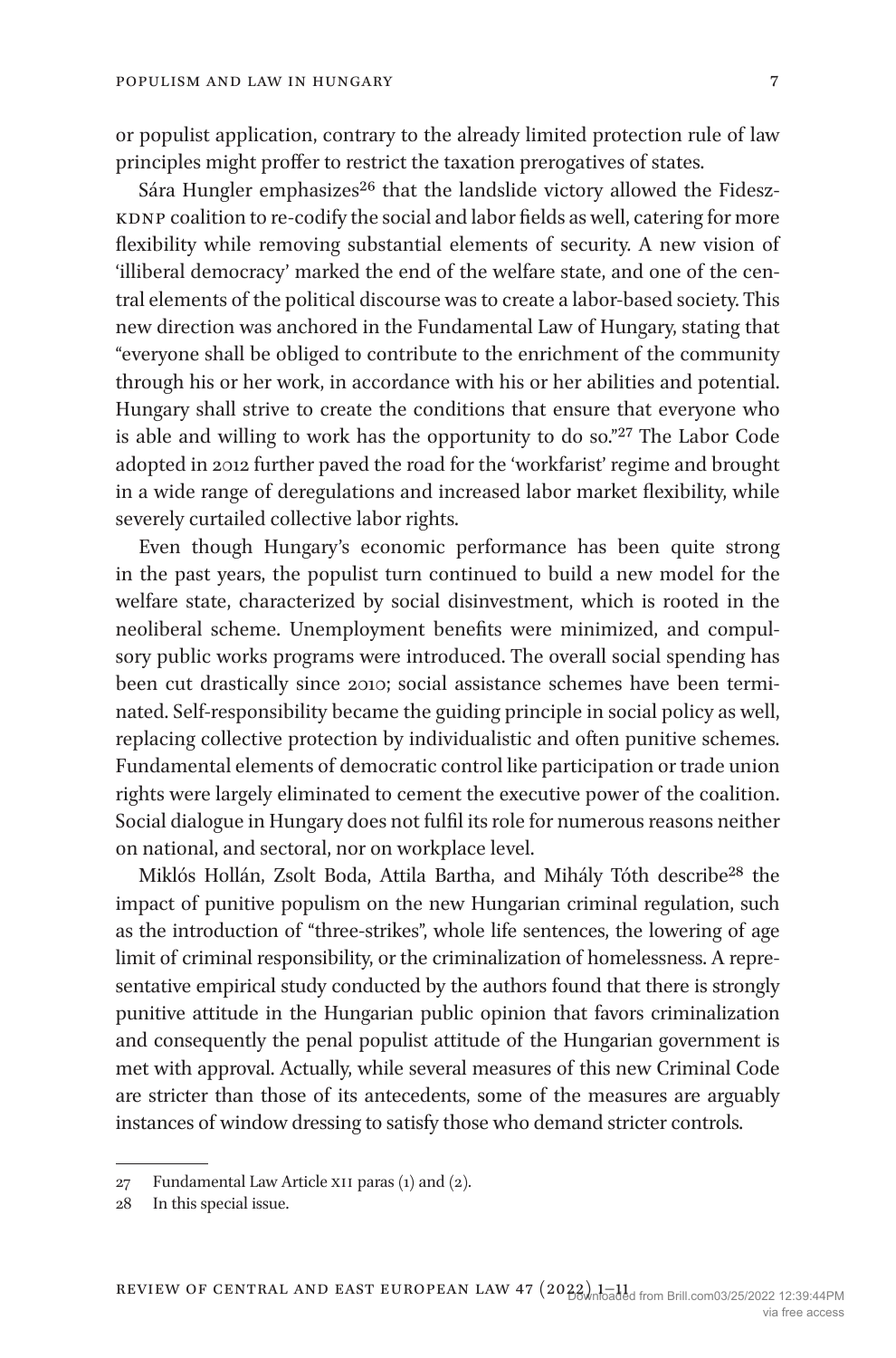or populist application, contrary to the already limited protection rule of law principles might proffer to restrict the taxation prerogatives of states.

Sára Hungler emphasizes[26] that the landslide victory allowed the Fidesz-KDNP coalition to re-codify the social and labor fields as well, catering for more flexibility while removing substantial elements of security. A new vision of 'illiberal democracy' marked the end of the welfare state, and one of the central elements of the political discourse was to create a labor-based society. This new direction was anchored in the Fundamental Law of Hungary, stating that "everyone shall be obliged to contribute to the enrichment of the community through his or her work, in accordance with his or her abilities and potential. Hungary shall strive to create the conditions that ensure that everyone who is able and willing to work has the opportunity to do so."[27] The Labor Code adopted in 2012 further paved the road for the 'workfarist' regime and brought in a wide range of deregulations and increased labor market flexibility, while severely curtailed collective labor rights.

Even though Hungary's economic performance has been quite strong in the past years, the populist turn continued to build a new model for the welfare state, characterized by social disinvestment, which is rooted in the neoliberal scheme. Unemployment benefits were minimized, and compulsory public works programs were introduced. The overall social spending has been cut drastically since 2010; social assistance schemes have been terminated. Self-responsibility became the guiding principle in social policy as well, replacing collective protection by individualistic and often punitive schemes. Fundamental elements of democratic control like participation or trade union rights were largely eliminated to cement the executive power of the coalition. Social dialogue in Hungary does not fulfil its role for numerous reasons neither on national, and sectoral, nor on workplace level.

Miklós Hollán, Zsolt Boda, Attila Bartha, and Mihály Tóth describe[28] the impact of punitive populism on the new Hungarian criminal regulation, such as the introduction of "three-strikes", whole life sentences, the lowering of age limit of criminal responsibility, or the criminalization of homelessness. A representative empirical study conducted by the authors found that there is strongly punitive attitude in the Hungarian public opinion that favors criminalization and consequently the penal populist attitude of the Hungarian government is met with approval. Actually, while several measures of this new Criminal Code are stricter than those of its antecedents, some of the measures are arguably instances of window dressing to satisfy those who demand stricter controls.

---

27 Fundamental Law Article XII paras (1) and (2).

28 In this special issue.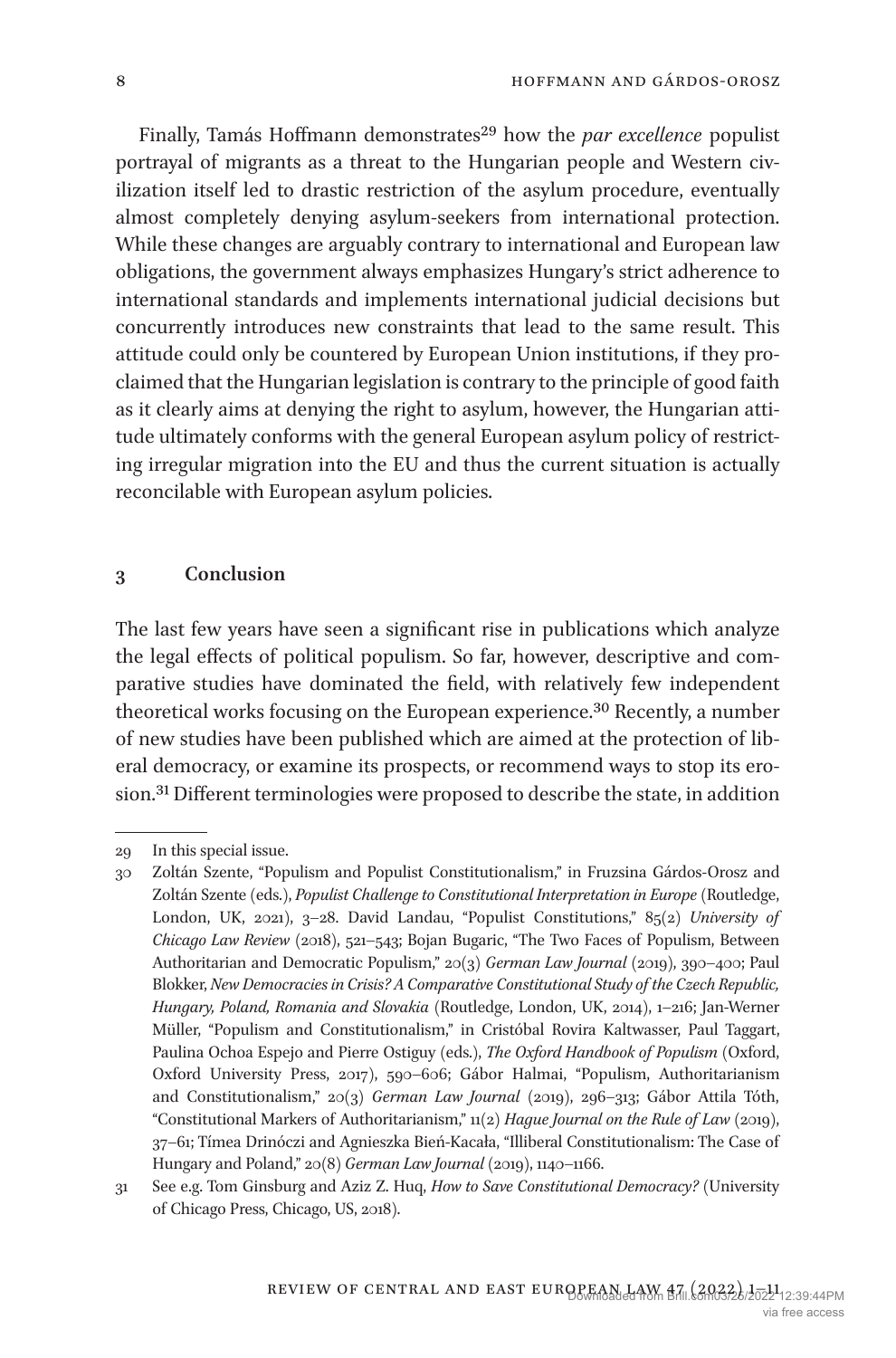Finally, Tamás Hoffmann demonstrates[29] how the *par excellence* populist portrayal of migrants as a threat to the Hungarian people and Western civilization itself led to drastic restriction of the asylum procedure, eventually almost completely denying asylum-seekers from international protection. While these changes are arguably contrary to international and European law obligations, the government always emphasizes Hungary's strict adherence to international standards and implements international judicial decisions but concurrently introduces new constraints that lead to the same result. This attitude could only be countered by European Union institutions, if they proclaimed that the Hungarian legislation is contrary to the principle of good faith as it clearly aims at denying the right to asylum, however, the Hungarian attitude ultimately conforms with the general European asylum policy of restricting irregular migration into the EU and thus the current situation is actually reconcilable with European asylum policies.

## 3 Conclusion

The last few years have seen a significant rise in publications which analyze the legal effects of political populism. So far, however, descriptive and comparative studies have dominated the field, with relatively few independent theoretical works focusing on the European experience.[30] Recently, a number of new studies have been published which are aimed at the protection of liberal democracy, or examine its prospects, or recommend ways to stop its erosion.[31] Different terminologies were proposed to describe the state, in addition

---

29 In this special issue.

30 Zoltán Szente, "Populism and Populist Constitutionalism," in Fruzsina Gárdos-Orosz and Zoltán Szente (eds.), *Populist Challenge to Constitutional Interpretation in Europe* (Routledge, London, UK, 2021), 3–28. David Landau, "Populist Constitutions," 85(2) *University of Chicago Law Review* (2018), 521–543; Bojan Bugaric, "The Two Faces of Populism, Between Authoritarian and Democratic Populism," 20(3) *German Law Journal* (2019), 390–400; Paul Blokker, *New Democracies in Crisis? A Comparative Constitutional Study of the Czech Republic, Hungary, Poland, Romania and Slovakia* (Routledge, London, UK, 2014), 1–216; Jan-Werner Müller, "Populism and Constitutionalism," in Cristóbal Rovira Kaltwasser, Paul Taggart, Paulina Ochoa Espejo and Pierre Ostiguy (eds.), *The Oxford Handbook of Populism* (Oxford, Oxford University Press, 2017), 590–606; Gábor Halmai, "Populism, Authoritarianism and Constitutionalism," 20(3) *German Law Journal* (2019), 296–313; Gábor Attila Tóth, "Constitutional Markers of Authoritarianism," 11(2) *Hague Journal on the Rule of Law* (2019), 37–61; Tímea Drinóczi and Agnieszka Bień-Kacała, "Illiberal Constitutionalism: The Case of Hungary and Poland," 20(8) *German Law Journal* (2019), 1140–1166.

31 See e.g. Tom Ginsburg and Aziz Z. Huq, *How to Save Constitutional Democracy?* (University of Chicago Press, Chicago, US, 2018).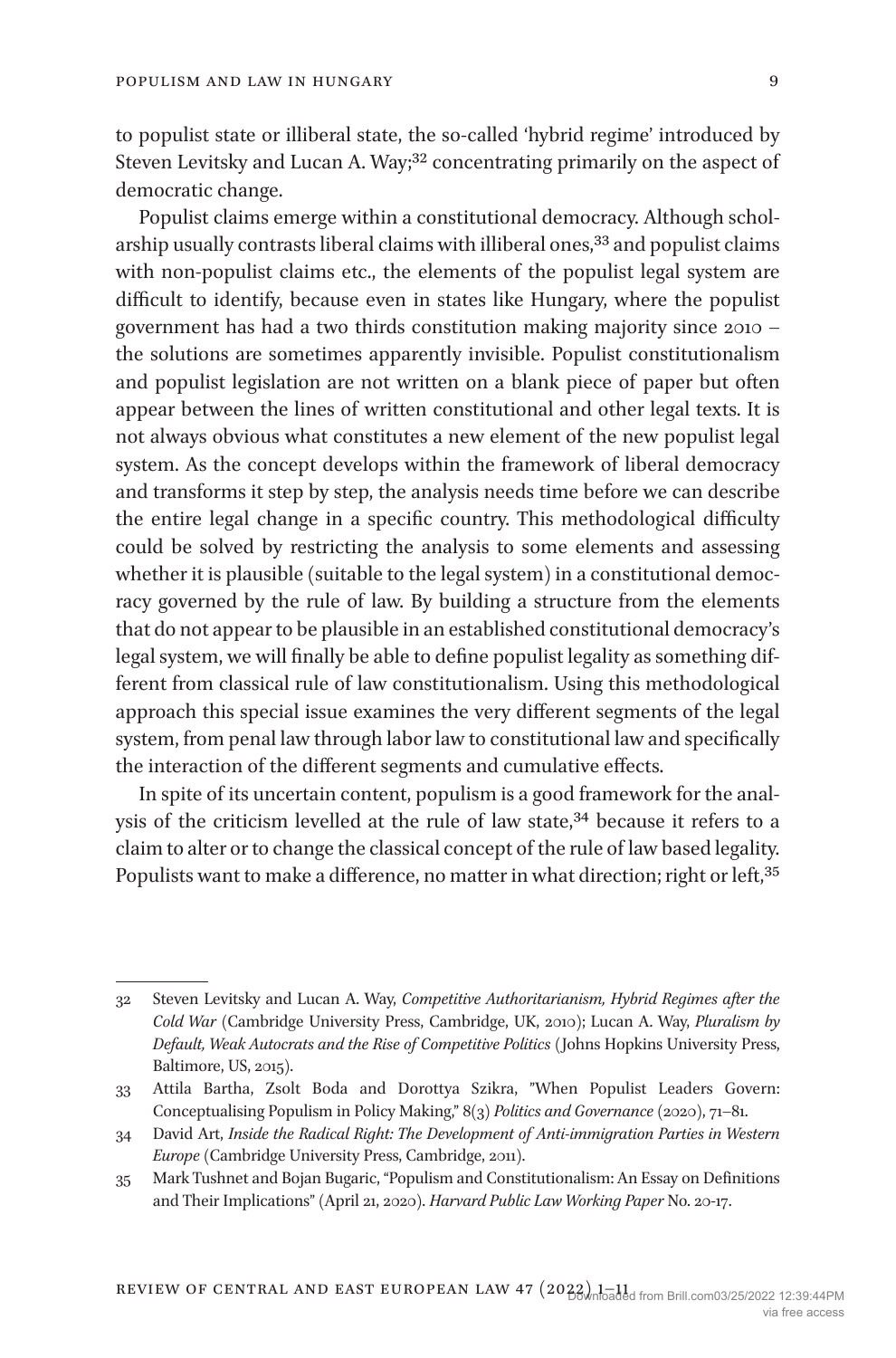to populist state or illiberal state, the so-called 'hybrid regime' introduced by Steven Levitsky and Lucan A. Way;[32] concentrating primarily on the aspect of democratic change.

Populist claims emerge within a constitutional democracy. Although scholarship usually contrasts liberal claims with illiberal ones,[33] and populist claims with non-populist claims etc., the elements of the populist legal system are difficult to identify, because even in states like Hungary, where the populist government has had a two thirds constitution making majority since 2010 – the solutions are sometimes apparently invisible. Populist constitutionalism and populist legislation are not written on a blank piece of paper but often appear between the lines of written constitutional and other legal texts. It is not always obvious what constitutes a new element of the new populist legal system. As the concept develops within the framework of liberal democracy and transforms it step by step, the analysis needs time before we can describe the entire legal change in a specific country. This methodological difficulty could be solved by restricting the analysis to some elements and assessing whether it is plausible (suitable to the legal system) in a constitutional democracy governed by the rule of law. By building a structure from the elements that do not appear to be plausible in an established constitutional democracy's legal system, we will finally be able to define populist legality as something different from classical rule of law constitutionalism. Using this methodological approach this special issue examines the very different segments of the legal system, from penal law through labor law to constitutional law and specifically the interaction of the different segments and cumulative effects.

In spite of its uncertain content, populism is a good framework for the analysis of the criticism levelled at the rule of law state,[34] because it refers to a claim to alter or to change the classical concept of the rule of law based legality. Populists want to make a difference, no matter in what direction; right or left,[35]

---

32 Steven Levitsky and Lucan A. Way, *Competitive Authoritarianism, Hybrid Regimes after the Cold War* (Cambridge University Press, Cambridge, UK, 2010); Lucan A. Way, *Pluralism by Default, Weak Autocrats and the Rise of Competitive Politics* (Johns Hopkins University Press, Baltimore, US, 2015).

33 Attila Bartha, Zsolt Boda and Dorottya Szikra, "When Populist Leaders Govern: Conceptualising Populism in Policy Making," 8(3) *Politics and Governance* (2020), 71–81.

34 David Art, *Inside the Radical Right: The Development of Anti-immigration Parties in Western Europe* (Cambridge University Press, Cambridge, 2011).

35 Mark Tushnet and Bojan Bugaric, "Populism and Constitutionalism: An Essay on Definitions and Their Implications" (April 21, 2020). *Harvard Public Law Working Paper* No. 20-17.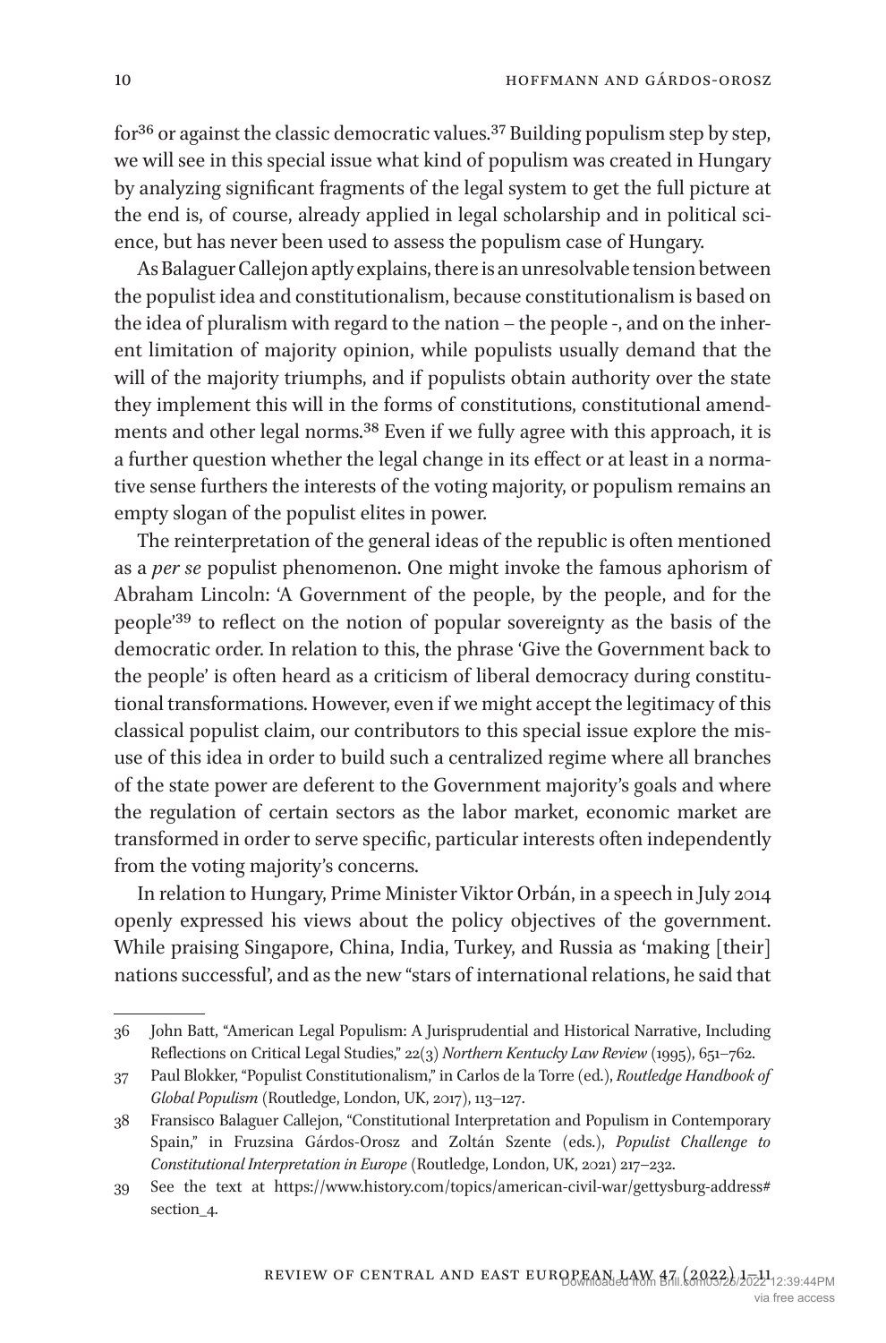for[36] or against the classic democratic values.[37] Building populism step by step, we will see in this special issue what kind of populism was created in Hungary by analyzing significant fragments of the legal system to get the full picture at the end is, of course, already applied in legal scholarship and in political science, but has never been used to assess the populism case of Hungary.

As Balaguer Callejon aptly explains, there is an unresolvable tension between the populist idea and constitutionalism, because constitutionalism is based on the idea of pluralism with regard to the nation – the people -, and on the inherent limitation of majority opinion, while populists usually demand that the will of the majority triumphs, and if populists obtain authority over the state they implement this will in the forms of constitutions, constitutional amendments and other legal norms.[38] Even if we fully agree with this approach, it is a further question whether the legal change in its effect or at least in a normative sense furthers the interests of the voting majority, or populism remains an empty slogan of the populist elites in power.

The reinterpretation of the general ideas of the republic is often mentioned as a *per se* populist phenomenon. One might invoke the famous aphorism of Abraham Lincoln: 'A Government of the people, by the people, and for the people'[39] to reflect on the notion of popular sovereignty as the basis of the democratic order. In relation to this, the phrase 'Give the Government back to the people' is often heard as a criticism of liberal democracy during constitutional transformations. However, even if we might accept the legitimacy of this classical populist claim, our contributors to this special issue explore the misuse of this idea in order to build such a centralized regime where all branches of the state power are deferent to the Government majority's goals and where the regulation of certain sectors as the labor market, economic market are transformed in order to serve specific, particular interests often independently from the voting majority's concerns.

In relation to Hungary, Prime Minister Viktor Orbán, in a speech in July 2014 openly expressed his views about the policy objectives of the government. While praising Singapore, China, India, Turkey, and Russia as 'making [their] nations successful', and as the new "stars of international relations, he said that

---

36 John Batt, "American Legal Populism: A Jurisprudential and Historical Narrative, Including Reflections on Critical Legal Studies," 22(3) *Northern Kentucky Law Review* (1995), 651–762.

37 Paul Blokker, "Populist Constitutionalism," in Carlos de la Torre (ed.), *Routledge Handbook of Global Populism* (Routledge, London, UK, 2017), 113–127.

38 Fransisco Balaguer Callejon, "Constitutional Interpretation and Populism in Contemporary Spain," in Fruzsina Gárdos-Orosz and Zoltán Szente (eds.), *Populist Challenge to Constitutional Interpretation in Europe* (Routledge, London, UK, 2021) 217–232.

39 See the text at https://www.history.com/topics/american-civil-war/gettysburg-address#section_4.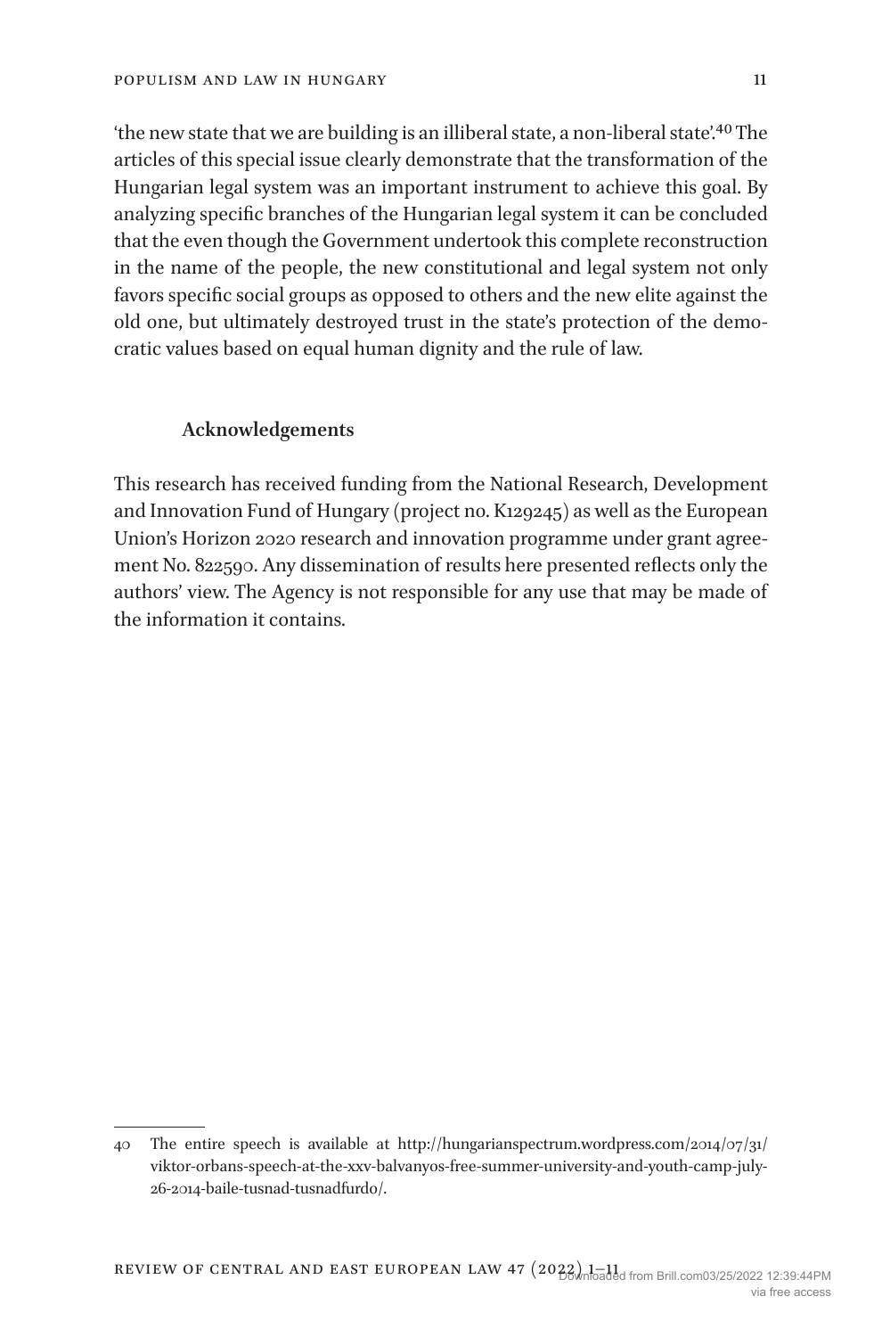'the new state that we are building is an illiberal state, a non-liberal state'.[40] The articles of this special issue clearly demonstrate that the transformation of the Hungarian legal system was an important instrument to achieve this goal. By analyzing specific branches of the Hungarian legal system it can be concluded that the even though the Government undertook this complete reconstruction in the name of the people, the new constitutional and legal system not only favors specific social groups as opposed to others and the new elite against the old one, but ultimately destroyed trust in the state's protection of the democratic values based on equal human dignity and the rule of law.

## Acknowledgements

This research has received funding from the National Research, Development and Innovation Fund of Hungary (project no. K129245) as well as the European Union's Horizon 2020 research and innovation programme under grant agreement No. 822590. Any dissemination of results here presented reflects only the authors' view. The Agency is not responsible for any use that may be made of the information it contains.

---

40 The entire speech is available at http://hungarianspectrum.wordpress.com/2014/07/31/viktor-orbans-speech-at-the-xxv-balvanyos-free-summer-university-and-youth-camp-july-26-2014-baile-tusnad-tusnadfurdo/.